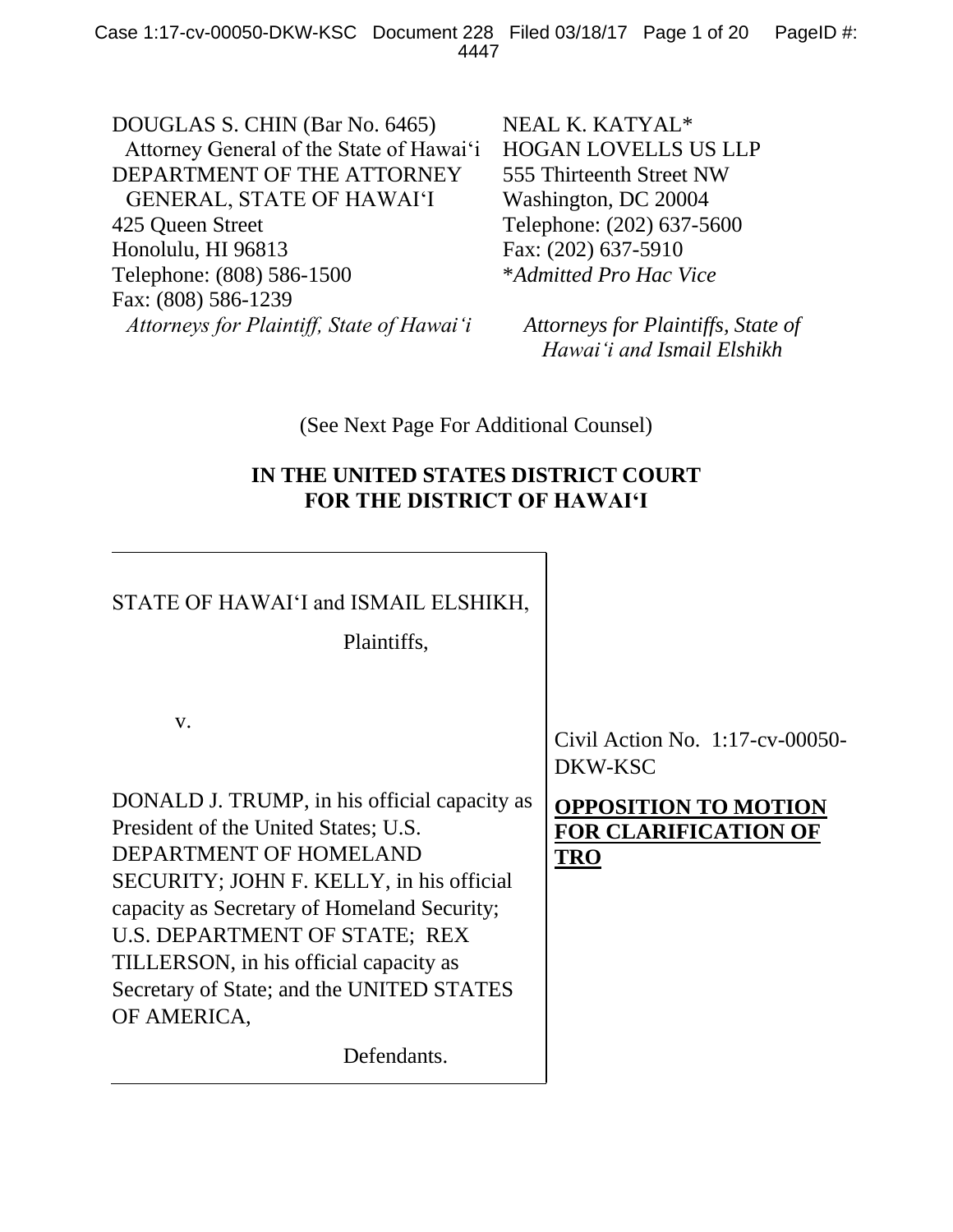DOUGLAS S. CHIN (Bar No. 6465)
Attorney General of the State of Hawai'i
DEPARTMENT OF THE ATTORNEY GENERAL, STATE OF HAWAI'I
425 Queen Street
Honolulu, HI 96813
Telephone: (808) 586-1500
Fax: (808) 586-1239
*Attorneys for Plaintiff, State of Hawai'i*

NEAL K. KATYAL*
HOGAN LOVELLS US LLP
555 Thirteenth Street NW
Washington, DC 20004
Telephone: (202) 637-5600
Fax: (202) 637-5910
**Admitted Pro Hac Vice*

*Attorneys for Plaintiffs, State of Hawai'i and Ismail Elshikh*

(See Next Page For Additional Counsel)

**IN THE UNITED STATES DISTRICT COURT FOR THE DISTRICT OF HAWAI'I**

STATE OF HAWAI'I and ISMAIL ELSHIKH,

Plaintiffs,

v.

DONALD J. TRUMP, in his official capacity as President of the United States; U.S. DEPARTMENT OF HOMELAND SECURITY; JOHN F. KELLY, in his official capacity as Secretary of Homeland Security; U.S. DEPARTMENT OF STATE; REX TILLERSON, in his official capacity as Secretary of State; and the UNITED STATES OF AMERICA,

Defendants.

Civil Action No. 1:17-cv-00050-DKW-KSC

**OPPOSITION TO MOTION FOR CLARIFICATION OF TRO**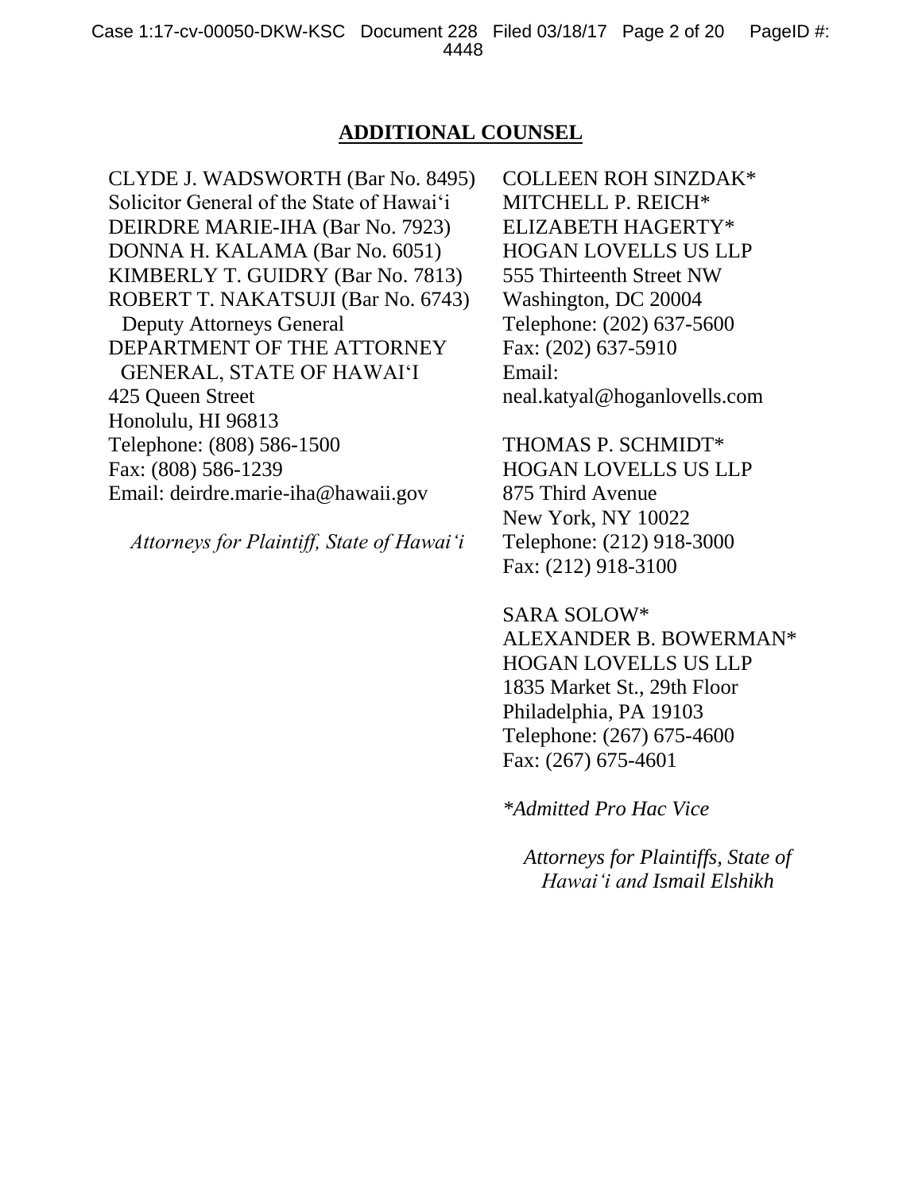## ADDITIONAL COUNSEL

CLYDE J. WADSWORTH (Bar No. 8495)
Solicitor General of the State of Hawai'i
DEIRDRE MARIE-IHA (Bar No. 7923)
DONNA H. KALAMA (Bar No. 6051)
KIMBERLY T. GUIDRY (Bar No. 7813)
ROBERT T. NAKATSUJI (Bar No. 6743)
Deputy Attorneys General
DEPARTMENT OF THE ATTORNEY GENERAL, STATE OF HAWAI'I
425 Queen Street
Honolulu, HI 96813
Telephone: (808) 586-1500
Fax: (808) 586-1239
Email: deirdre.marie-iha@hawaii.gov

*Attorneys for Plaintiff, State of Hawai'i*

COLLEEN ROH SINZDAK*
MITCHELL P. REICH*
ELIZABETH HAGERTY*
HOGAN LOVELLS US LLP
555 Thirteenth Street NW
Washington, DC 20004
Telephone: (202) 637-5600
Fax: (202) 637-5910
Email: neal.katyal@hoganlovells.com

THOMAS P. SCHMIDT*
HOGAN LOVELLS US LLP
875 Third Avenue
New York, NY 10022
Telephone: (212) 918-3000
Fax: (212) 918-3100

SARA SOLOW*
ALEXANDER B. BOWERMAN*
HOGAN LOVELLS US LLP
1835 Market St., 29th Floor
Philadelphia, PA 19103
Telephone: (267) 675-4600
Fax: (267) 675-4601

*\*Admitted Pro Hac Vice*

*Attorneys for Plaintiffs, State of Hawai'i and Ismail Elshikh*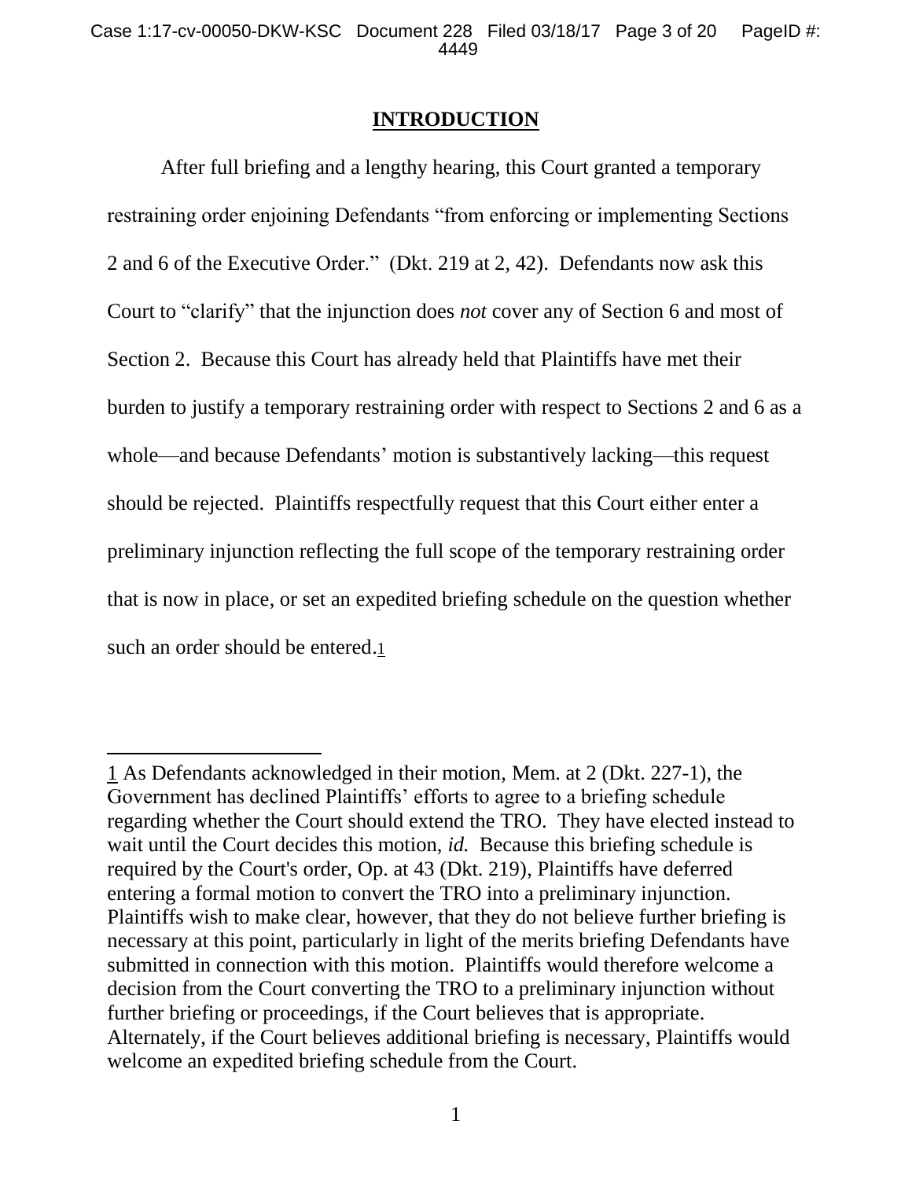# INTRODUCTION

After full briefing and a lengthy hearing, this Court granted a temporary restraining order enjoining Defendants "from enforcing or implementing Sections 2 and 6 of the Executive Order." (Dkt. 219 at 2, 42). Defendants now ask this Court to "clarify" that the injunction does *not* cover any of Section 6 and most of Section 2. Because this Court has already held that Plaintiffs have met their burden to justify a temporary restraining order with respect to Sections 2 and 6 as a whole—and because Defendants' motion is substantively lacking—this request should be rejected. Plaintiffs respectfully request that this Court either enter a preliminary injunction reflecting the full scope of the temporary restraining order that is now in place, or set an expedited briefing schedule on the question whether such an order should be entered.[1]

---

[1] As Defendants acknowledged in their motion, Mem. at 2 (Dkt. 227-1), the Government has declined Plaintiffs' efforts to agree to a briefing schedule regarding whether the Court should extend the TRO. They have elected instead to wait until the Court decides this motion, *id.* Because this briefing schedule is required by the Court's order, Op. at 43 (Dkt. 219), Plaintiffs have deferred entering a formal motion to convert the TRO into a preliminary injunction. Plaintiffs wish to make clear, however, that they do not believe further briefing is necessary at this point, particularly in light of the merits briefing Defendants have submitted in connection with this motion. Plaintiffs would therefore welcome a decision from the Court converting the TRO to a preliminary injunction without further briefing or proceedings, if the Court believes that is appropriate. Alternately, if the Court believes additional briefing is necessary, Plaintiffs would welcome an expedited briefing schedule from the Court.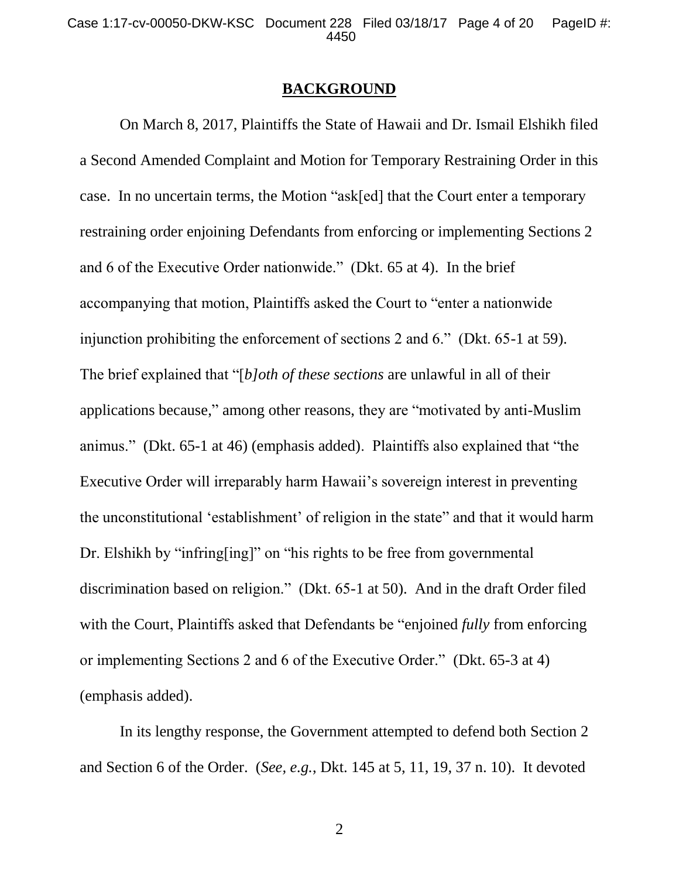## BACKGROUND

On March 8, 2017, Plaintiffs the State of Hawaii and Dr. Ismail Elshikh filed a Second Amended Complaint and Motion for Temporary Restraining Order in this case. In no uncertain terms, the Motion "ask[ed] that the Court enter a temporary restraining order enjoining Defendants from enforcing or implementing Sections 2 and 6 of the Executive Order nationwide." (Dkt. 65 at 4). In the brief accompanying that motion, Plaintiffs asked the Court to "enter a nationwide injunction prohibiting the enforcement of sections 2 and 6." (Dkt. 65-1 at 59). The brief explained that "[*b]oth of these sections* are unlawful in all of their applications because," among other reasons, they are "motivated by anti-Muslim animus." (Dkt. 65-1 at 46) (emphasis added). Plaintiffs also explained that "the Executive Order will irreparably harm Hawaii's sovereign interest in preventing the unconstitutional 'establishment' of religion in the state" and that it would harm Dr. Elshikh by "infring[ing]" on "his rights to be free from governmental discrimination based on religion." (Dkt. 65-1 at 50). And in the draft Order filed with the Court, Plaintiffs asked that Defendants be "enjoined *fully* from enforcing or implementing Sections 2 and 6 of the Executive Order." (Dkt. 65-3 at 4) (emphasis added).

In its lengthy response, the Government attempted to defend both Section 2 and Section 6 of the Order. (*See, e.g.*, Dkt. 145 at 5, 11, 19, 37 n. 10). It devoted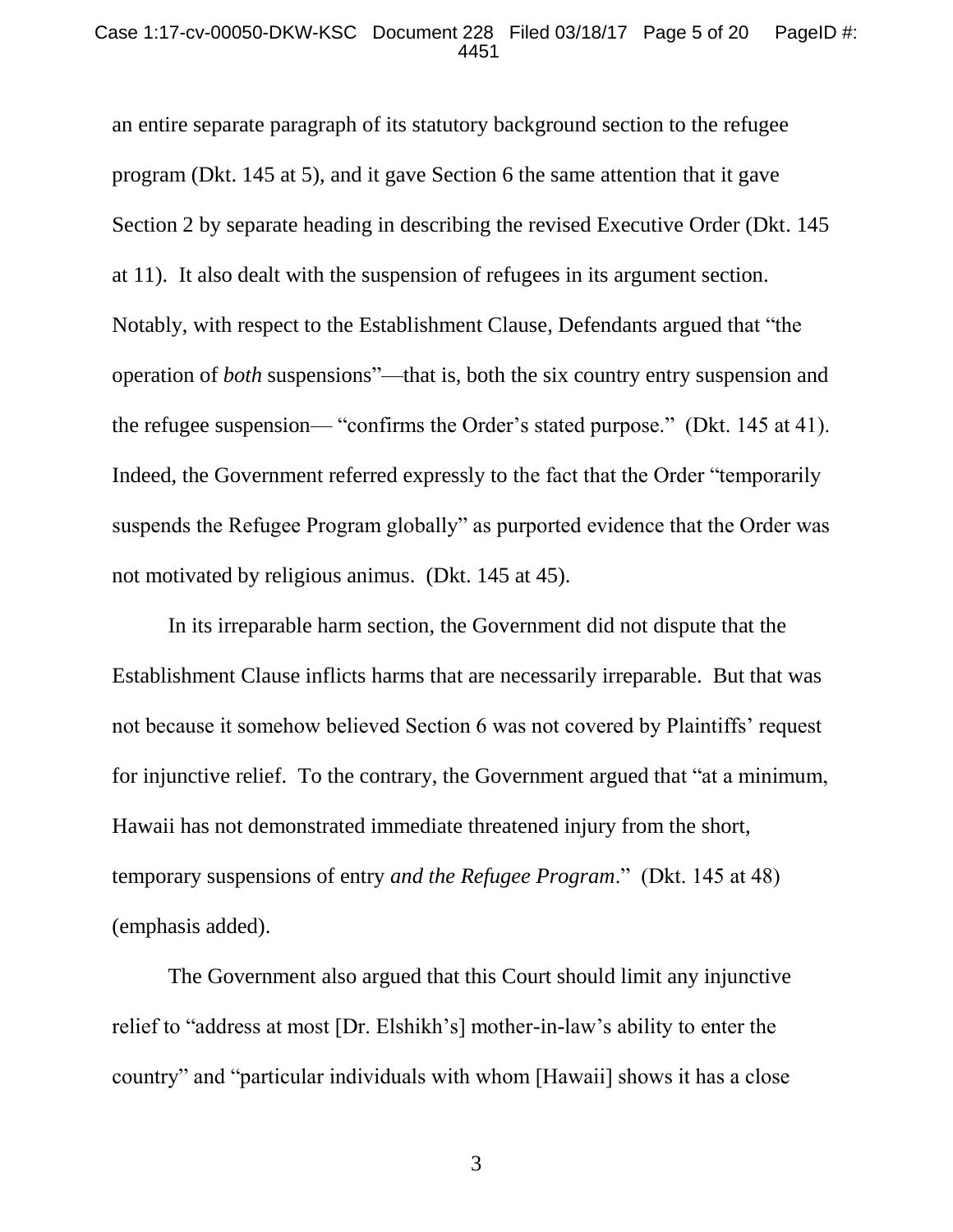an entire separate paragraph of its statutory background section to the refugee program (Dkt. 145 at 5), and it gave Section 6 the same attention that it gave Section 2 by separate heading in describing the revised Executive Order (Dkt. 145 at 11). It also dealt with the suspension of refugees in its argument section. Notably, with respect to the Establishment Clause, Defendants argued that "the operation of *both* suspensions"—that is, both the six country entry suspension and the refugee suspension— "confirms the Order's stated purpose." (Dkt. 145 at 41). Indeed, the Government referred expressly to the fact that the Order "temporarily suspends the Refugee Program globally" as purported evidence that the Order was not motivated by religious animus. (Dkt. 145 at 45).

In its irreparable harm section, the Government did not dispute that the Establishment Clause inflicts harms that are necessarily irreparable. But that was not because it somehow believed Section 6 was not covered by Plaintiffs' request for injunctive relief. To the contrary, the Government argued that "at a minimum, Hawaii has not demonstrated immediate threatened injury from the short, temporary suspensions of entry *and the Refugee Program*." (Dkt. 145 at 48) (emphasis added).

The Government also argued that this Court should limit any injunctive relief to "address at most [Dr. Elshikh's] mother-in-law's ability to enter the country" and "particular individuals with whom [Hawaii] shows it has a close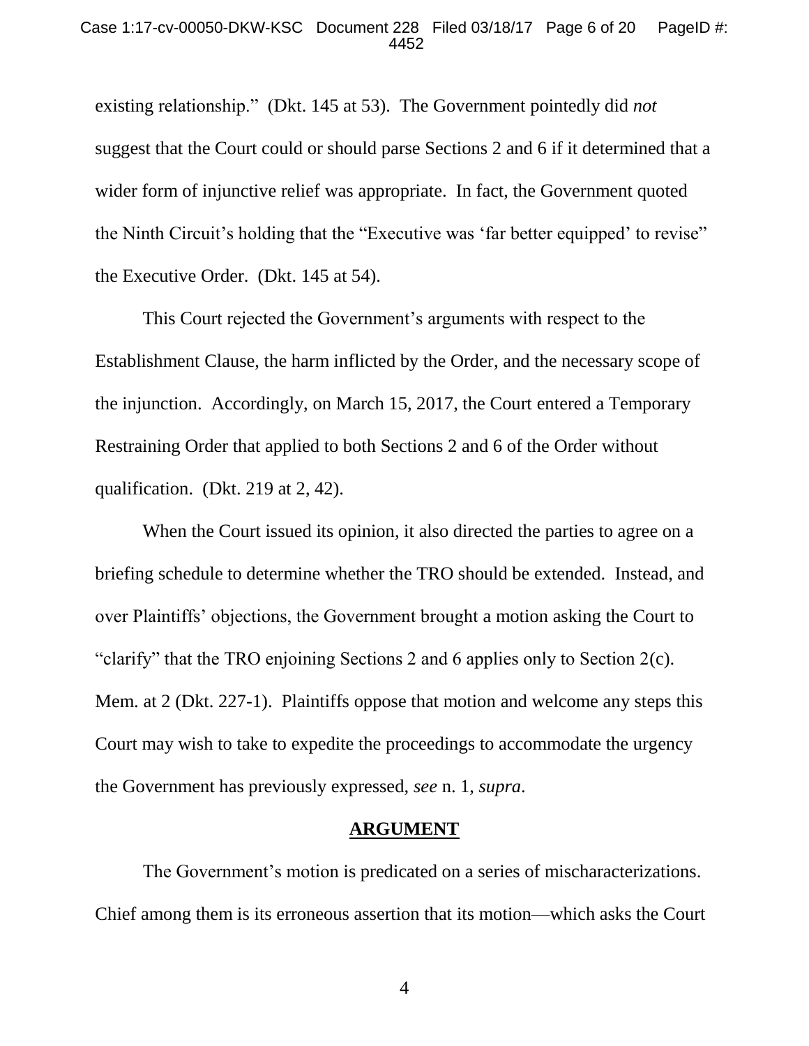existing relationship." (Dkt. 145 at 53). The Government pointedly did *not* suggest that the Court could or should parse Sections 2 and 6 if it determined that a wider form of injunctive relief was appropriate. In fact, the Government quoted the Ninth Circuit's holding that the "Executive was 'far better equipped' to revise" the Executive Order. (Dkt. 145 at 54).

This Court rejected the Government's arguments with respect to the Establishment Clause, the harm inflicted by the Order, and the necessary scope of the injunction. Accordingly, on March 15, 2017, the Court entered a Temporary Restraining Order that applied to both Sections 2 and 6 of the Order without qualification. (Dkt. 219 at 2, 42).

When the Court issued its opinion, it also directed the parties to agree on a briefing schedule to determine whether the TRO should be extended. Instead, and over Plaintiffs' objections, the Government brought a motion asking the Court to "clarify" that the TRO enjoining Sections 2 and 6 applies only to Section 2(c). Mem. at 2 (Dkt. 227-1). Plaintiffs oppose that motion and welcome any steps this Court may wish to take to expedite the proceedings to accommodate the urgency the Government has previously expressed, *see* n. 1, *supra*.

## ARGUMENT

The Government's motion is predicated on a series of mischaracterizations. Chief among them is its erroneous assertion that its motion—which asks the Court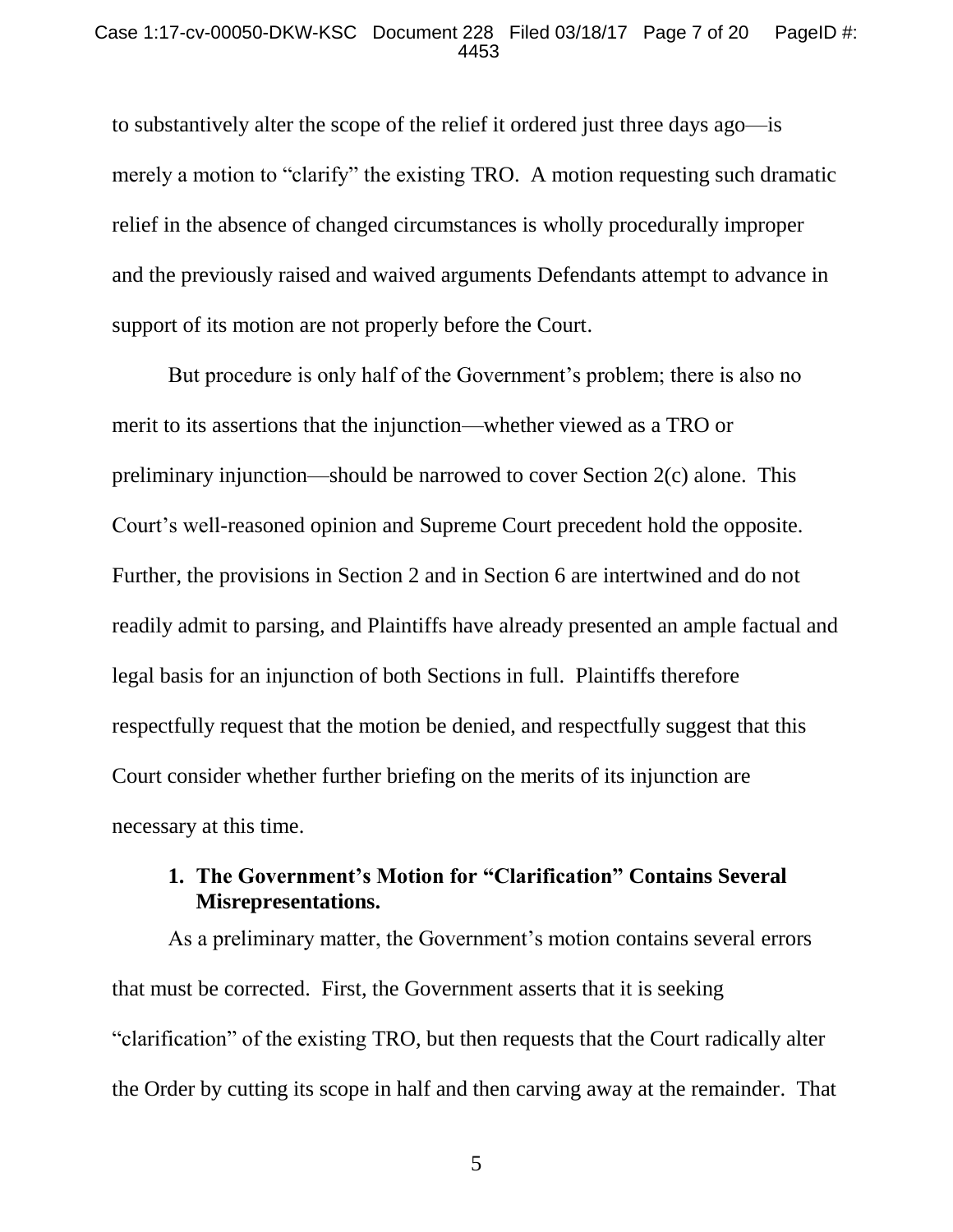to substantively alter the scope of the relief it ordered just three days ago—is merely a motion to "clarify" the existing TRO. A motion requesting such dramatic relief in the absence of changed circumstances is wholly procedurally improper and the previously raised and waived arguments Defendants attempt to advance in support of its motion are not properly before the Court.

But procedure is only half of the Government's problem; there is also no merit to its assertions that the injunction—whether viewed as a TRO or preliminary injunction—should be narrowed to cover Section 2(c) alone. This Court's well-reasoned opinion and Supreme Court precedent hold the opposite. Further, the provisions in Section 2 and in Section 6 are intertwined and do not readily admit to parsing, and Plaintiffs have already presented an ample factual and legal basis for an injunction of both Sections in full. Plaintiffs therefore respectfully request that the motion be denied, and respectfully suggest that this Court consider whether further briefing on the merits of its injunction are necessary at this time.

### 1. The Government's Motion for "Clarification" Contains Several Misrepresentations.

As a preliminary matter, the Government's motion contains several errors that must be corrected. First, the Government asserts that it is seeking "clarification" of the existing TRO, but then requests that the Court radically alter the Order by cutting its scope in half and then carving away at the remainder. That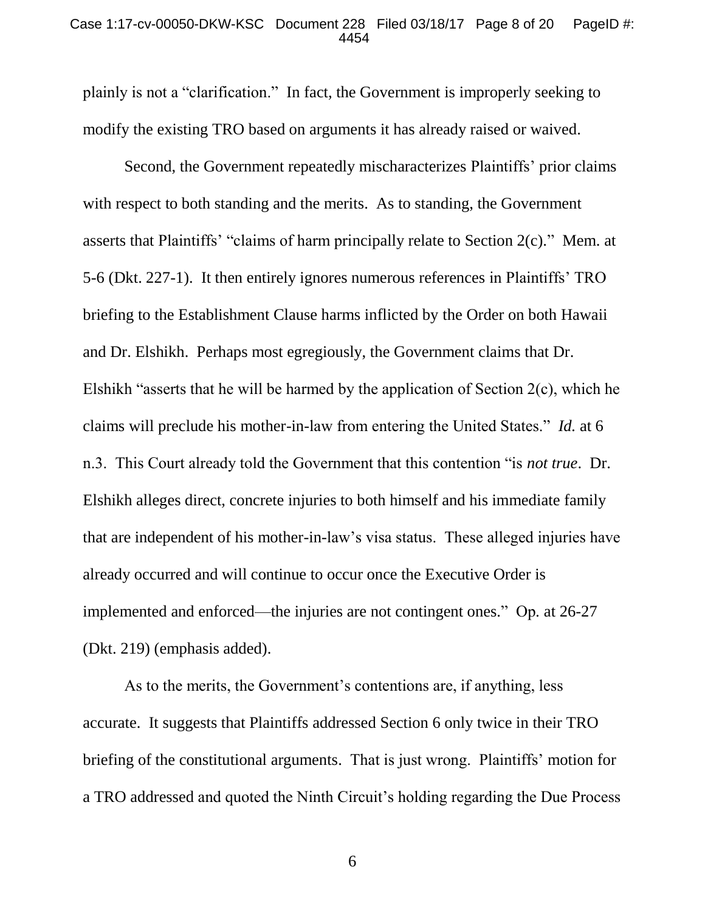plainly is not a "clarification." In fact, the Government is improperly seeking to modify the existing TRO based on arguments it has already raised or waived.

Second, the Government repeatedly mischaracterizes Plaintiffs' prior claims with respect to both standing and the merits. As to standing, the Government asserts that Plaintiffs' "claims of harm principally relate to Section 2(c)." Mem. at 5-6 (Dkt. 227-1). It then entirely ignores numerous references in Plaintiffs' TRO briefing to the Establishment Clause harms inflicted by the Order on both Hawaii and Dr. Elshikh. Perhaps most egregiously, the Government claims that Dr. Elshikh "asserts that he will be harmed by the application of Section 2(c), which he claims will preclude his mother-in-law from entering the United States." *Id.* at 6 n.3. This Court already told the Government that this contention "is *not true*. Dr. Elshikh alleges direct, concrete injuries to both himself and his immediate family that are independent of his mother-in-law's visa status. These alleged injuries have already occurred and will continue to occur once the Executive Order is implemented and enforced—the injuries are not contingent ones." Op. at 26-27 (Dkt. 219) (emphasis added).

As to the merits, the Government's contentions are, if anything, less accurate. It suggests that Plaintiffs addressed Section 6 only twice in their TRO briefing of the constitutional arguments. That is just wrong. Plaintiffs' motion for a TRO addressed and quoted the Ninth Circuit's holding regarding the Due Process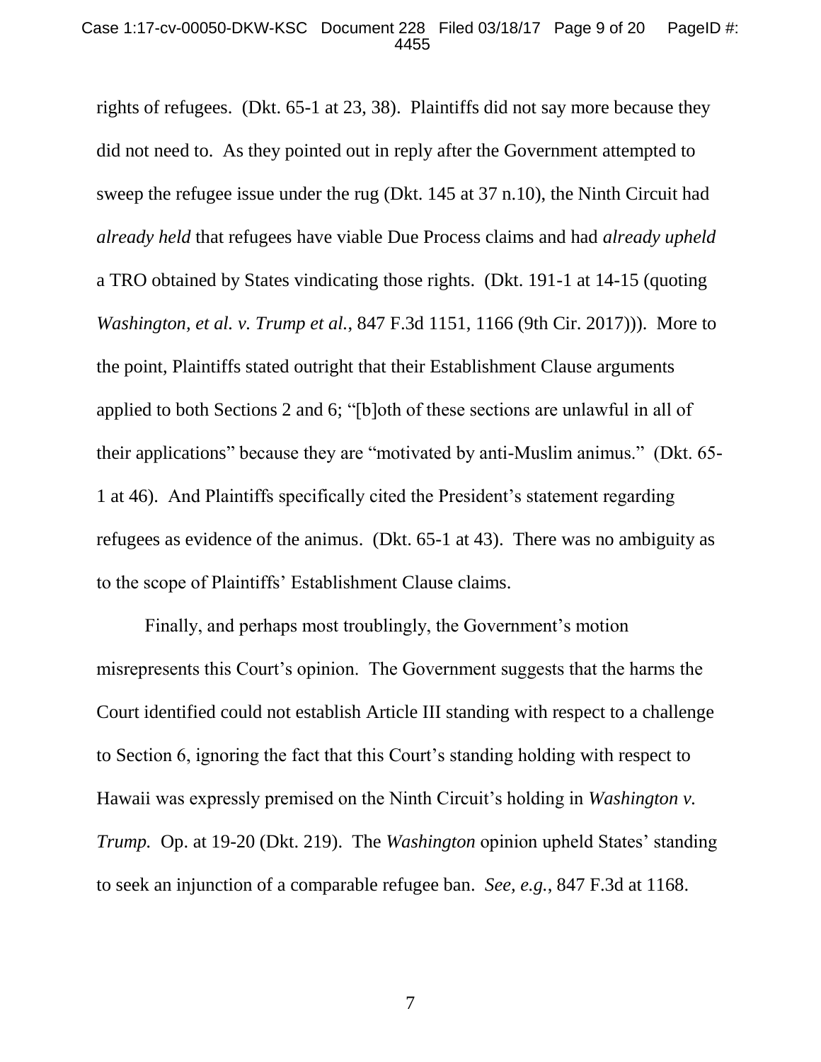rights of refugees. (Dkt. 65-1 at 23, 38). Plaintiffs did not say more because they did not need to. As they pointed out in reply after the Government attempted to sweep the refugee issue under the rug (Dkt. 145 at 37 n.10), the Ninth Circuit had *already held* that refugees have viable Due Process claims and had *already upheld* a TRO obtained by States vindicating those rights. (Dkt. 191-1 at 14-15 (quoting *Washington, et al. v. Trump et al.*, 847 F.3d 1151, 1166 (9th Cir. 2017))). More to the point, Plaintiffs stated outright that their Establishment Clause arguments applied to both Sections 2 and 6; "[b]oth of these sections are unlawful in all of their applications" because they are "motivated by anti-Muslim animus." (Dkt. 65-1 at 46). And Plaintiffs specifically cited the President's statement regarding refugees as evidence of the animus. (Dkt. 65-1 at 43). There was no ambiguity as to the scope of Plaintiffs' Establishment Clause claims.

Finally, and perhaps most troublingly, the Government's motion misrepresents this Court's opinion. The Government suggests that the harms the Court identified could not establish Article III standing with respect to a challenge to Section 6, ignoring the fact that this Court's standing holding with respect to Hawaii was expressly premised on the Ninth Circuit's holding in *Washington v. Trump.* Op. at 19-20 (Dkt. 219). The *Washington* opinion upheld States' standing to seek an injunction of a comparable refugee ban. *See, e.g.*, 847 F.3d at 1168.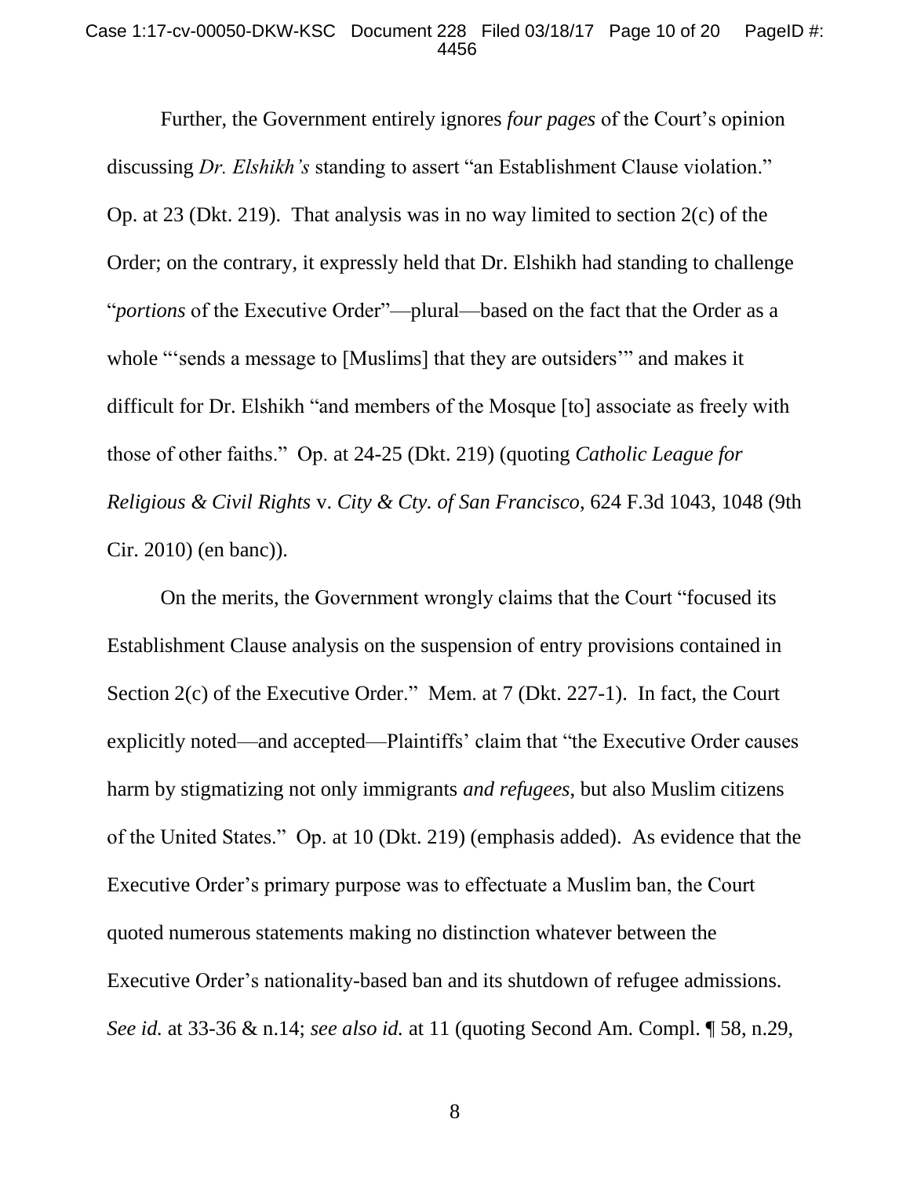Further, the Government entirely ignores *four pages* of the Court's opinion discussing *Dr. Elshikh's* standing to assert "an Establishment Clause violation." Op. at 23 (Dkt. 219). That analysis was in no way limited to section 2(c) of the Order; on the contrary, it expressly held that Dr. Elshikh had standing to challenge "*portions* of the Executive Order"—plural—based on the fact that the Order as a whole "'sends a message to [Muslims] that they are outsiders'" and makes it difficult for Dr. Elshikh "and members of the Mosque [to] associate as freely with those of other faiths." Op. at 24-25 (Dkt. 219) (quoting *Catholic League for Religious & Civil Rights* v. *City & Cty. of San Francisco*, 624 F.3d 1043, 1048 (9th Cir. 2010) (en banc)).

On the merits, the Government wrongly claims that the Court "focused its Establishment Clause analysis on the suspension of entry provisions contained in Section 2(c) of the Executive Order." Mem. at 7 (Dkt. 227-1). In fact, the Court explicitly noted—and accepted—Plaintiffs' claim that "the Executive Order causes harm by stigmatizing not only immigrants *and refugees*, but also Muslim citizens of the United States." Op. at 10 (Dkt. 219) (emphasis added). As evidence that the Executive Order's primary purpose was to effectuate a Muslim ban, the Court quoted numerous statements making no distinction whatever between the Executive Order's nationality-based ban and its shutdown of refugee admissions. *See id.* at 33-36 & n.14; *see also id.* at 11 (quoting Second Am. Compl. ¶ 58, n.29,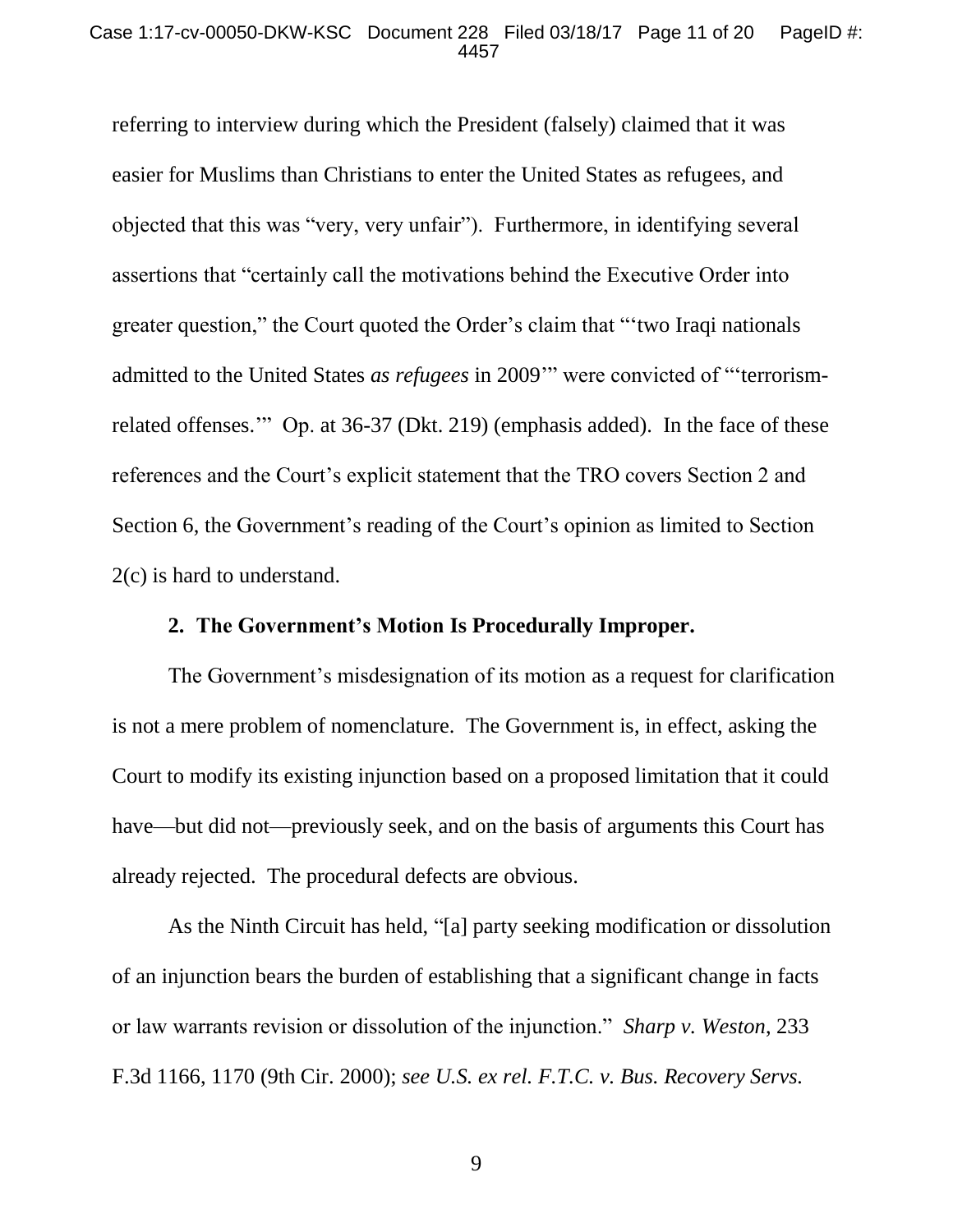referring to interview during which the President (falsely) claimed that it was easier for Muslims than Christians to enter the United States as refugees, and objected that this was "very, very unfair"). Furthermore, in identifying several assertions that "certainly call the motivations behind the Executive Order into greater question," the Court quoted the Order's claim that "'two Iraqi nationals admitted to the United States *as refugees* in 2009'" were convicted of "'terrorism-related offenses.'" Op. at 36-37 (Dkt. 219) (emphasis added). In the face of these references and the Court's explicit statement that the TRO covers Section 2 and Section 6, the Government's reading of the Court's opinion as limited to Section 2(c) is hard to understand.

**2. The Government's Motion Is Procedurally Improper.**

The Government's misdesignation of its motion as a request for clarification is not a mere problem of nomenclature. The Government is, in effect, asking the Court to modify its existing injunction based on a proposed limitation that it could have—but did not—previously seek, and on the basis of arguments this Court has already rejected. The procedural defects are obvious.

As the Ninth Circuit has held, "[a] party seeking modification or dissolution of an injunction bears the burden of establishing that a significant change in facts or law warrants revision or dissolution of the injunction." *Sharp v. Weston*, 233 F.3d 1166, 1170 (9th Cir. 2000); *see U.S. ex rel. F.T.C. v. Bus. Recovery Servs.*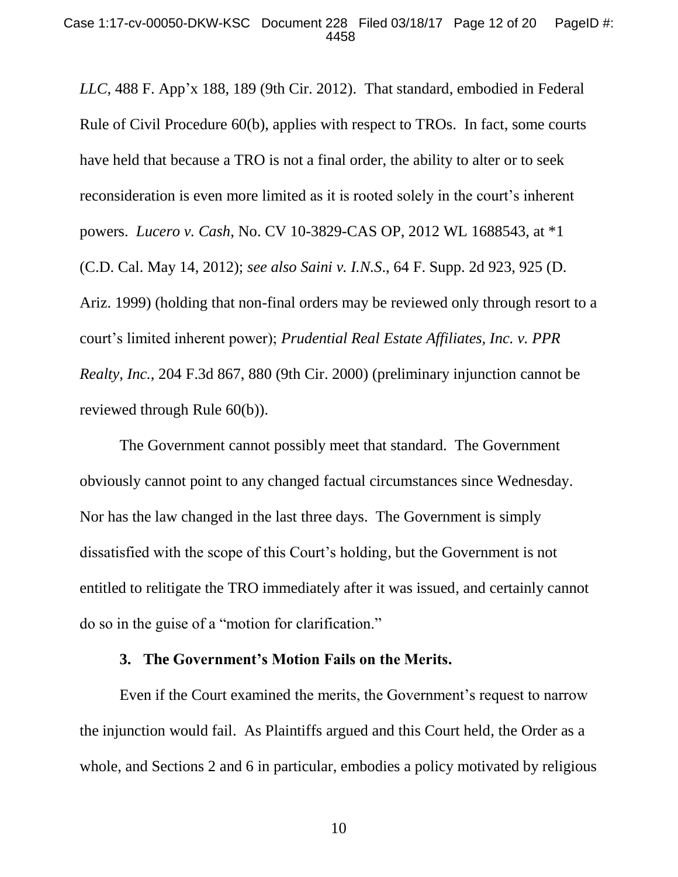*LLC*, 488 F. App'x 188, 189 (9th Cir. 2012). That standard, embodied in Federal Rule of Civil Procedure 60(b), applies with respect to TROs. In fact, some courts have held that because a TRO is not a final order, the ability to alter or to seek reconsideration is even more limited as it is rooted solely in the court's inherent powers. *Lucero v. Cash*, No. CV 10-3829-CAS OP, 2012 WL 1688543, at *1 (C.D. Cal. May 14, 2012); *see also Saini v. I.N.S*., 64 F. Supp. 2d 923, 925 (D. Ariz. 1999) (holding that non-final orders may be reviewed only through resort to a court's limited inherent power); *Prudential Real Estate Affiliates, Inc. v. PPR Realty, Inc.*, 204 F.3d 867, 880 (9th Cir. 2000) (preliminary injunction cannot be reviewed through Rule 60(b)).

The Government cannot possibly meet that standard. The Government obviously cannot point to any changed factual circumstances since Wednesday. Nor has the law changed in the last three days. The Government is simply dissatisfied with the scope of this Court's holding, but the Government is not entitled to relitigate the TRO immediately after it was issued, and certainly cannot do so in the guise of a "motion for clarification."

**3. The Government's Motion Fails on the Merits.**

Even if the Court examined the merits, the Government's request to narrow the injunction would fail. As Plaintiffs argued and this Court held, the Order as a whole, and Sections 2 and 6 in particular, embodies a policy motivated by religious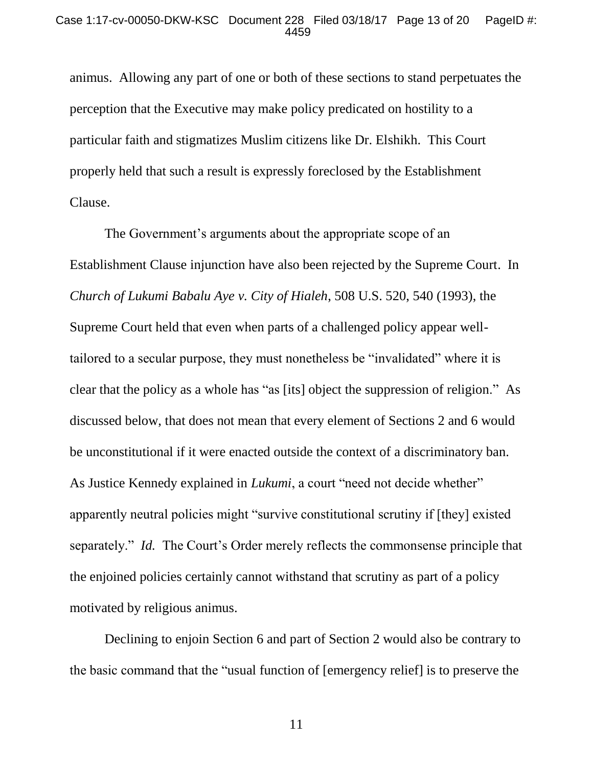animus. Allowing any part of one or both of these sections to stand perpetuates the perception that the Executive may make policy predicated on hostility to a particular faith and stigmatizes Muslim citizens like Dr. Elshikh. This Court properly held that such a result is expressly foreclosed by the Establishment Clause.

The Government's arguments about the appropriate scope of an Establishment Clause injunction have also been rejected by the Supreme Court. In *Church of Lukumi Babalu Aye v. City of Hialeh*, 508 U.S. 520, 540 (1993), the Supreme Court held that even when parts of a challenged policy appear well-tailored to a secular purpose, they must nonetheless be "invalidated" where it is clear that the policy as a whole has "as [its] object the suppression of religion." As discussed below, that does not mean that every element of Sections 2 and 6 would be unconstitutional if it were enacted outside the context of a discriminatory ban. As Justice Kennedy explained in *Lukumi*, a court "need not decide whether" apparently neutral policies might "survive constitutional scrutiny if [they] existed separately." *Id.* The Court's Order merely reflects the commonsense principle that the enjoined policies certainly cannot withstand that scrutiny as part of a policy motivated by religious animus.

Declining to enjoin Section 6 and part of Section 2 would also be contrary to the basic command that the "usual function of [emergency relief] is to preserve the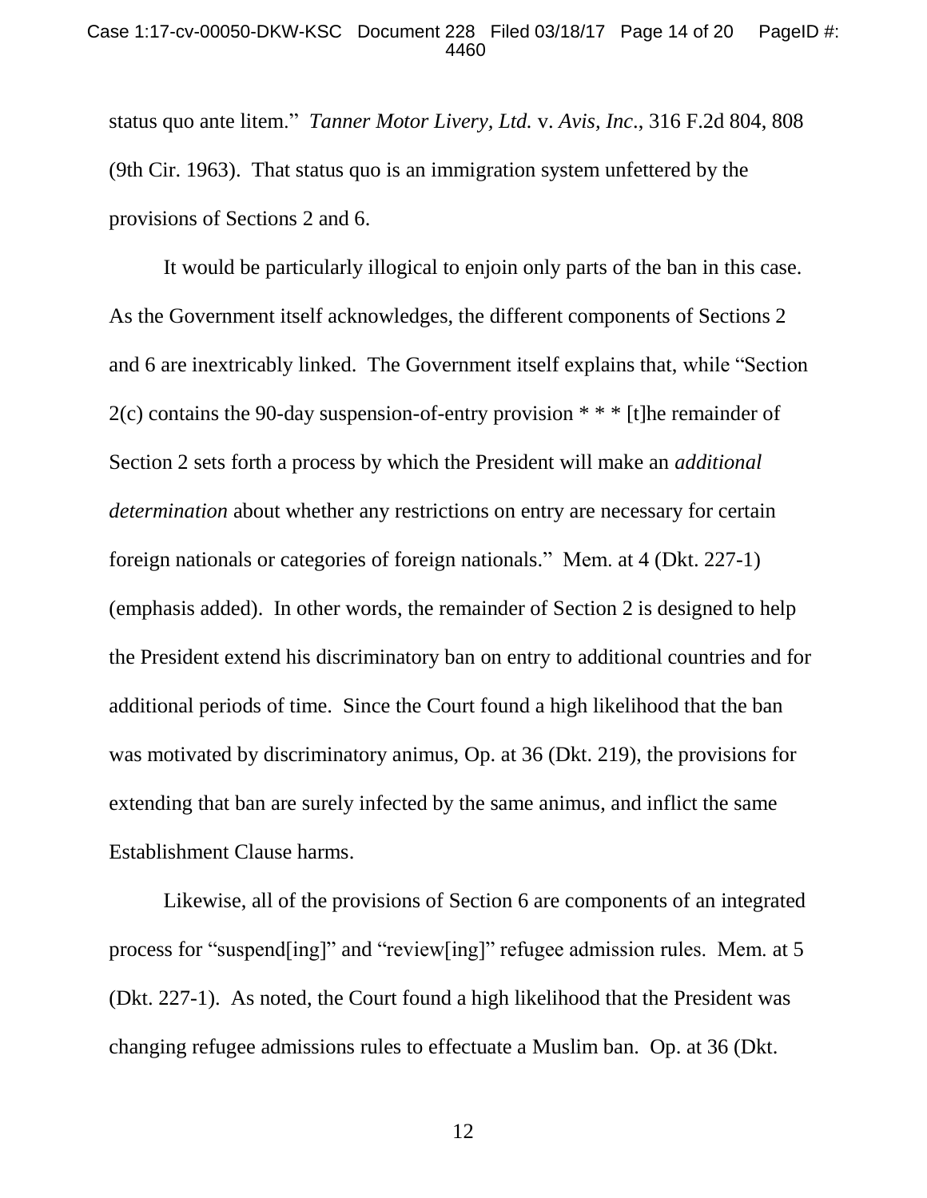status quo ante litem." *Tanner Motor Livery, Ltd.* v. *Avis, Inc*., 316 F.2d 804, 808 (9th Cir. 1963). That status quo is an immigration system unfettered by the provisions of Sections 2 and 6.

It would be particularly illogical to enjoin only parts of the ban in this case. As the Government itself acknowledges, the different components of Sections 2 and 6 are inextricably linked. The Government itself explains that, while "Section 2(c) contains the 90-day suspension-of-entry provision * * * [t]he remainder of Section 2 sets forth a process by which the President will make an *additional determination* about whether any restrictions on entry are necessary for certain foreign nationals or categories of foreign nationals." Mem. at 4 (Dkt. 227-1) (emphasis added). In other words, the remainder of Section 2 is designed to help the President extend his discriminatory ban on entry to additional countries and for additional periods of time. Since the Court found a high likelihood that the ban was motivated by discriminatory animus, Op. at 36 (Dkt. 219), the provisions for extending that ban are surely infected by the same animus, and inflict the same Establishment Clause harms.

Likewise, all of the provisions of Section 6 are components of an integrated process for "suspend[ing]" and "review[ing]" refugee admission rules. Mem. at 5 (Dkt. 227-1). As noted, the Court found a high likelihood that the President was changing refugee admissions rules to effectuate a Muslim ban. Op. at 36 (Dkt.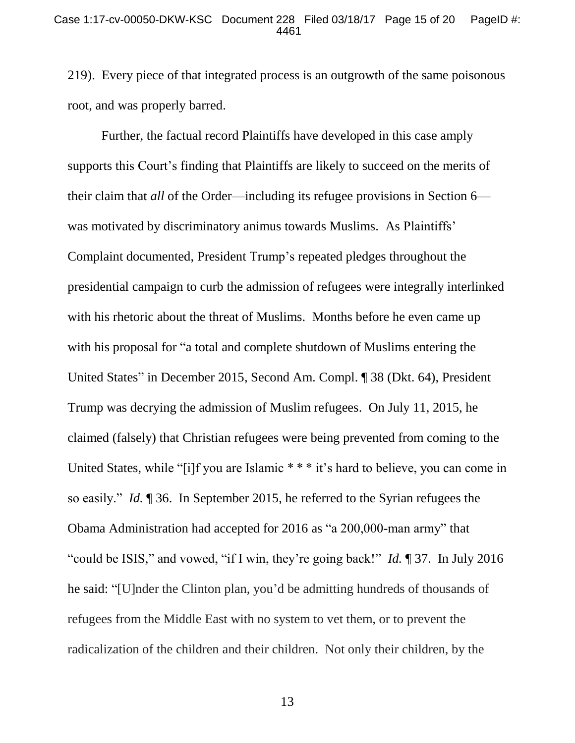219). Every piece of that integrated process is an outgrowth of the same poisonous root, and was properly barred.

Further, the factual record Plaintiffs have developed in this case amply supports this Court's finding that Plaintiffs are likely to succeed on the merits of their claim that *all* of the Order—including its refugee provisions in Section 6—was motivated by discriminatory animus towards Muslims. As Plaintiffs' Complaint documented, President Trump's repeated pledges throughout the presidential campaign to curb the admission of refugees were integrally interlinked with his rhetoric about the threat of Muslims. Months before he even came up with his proposal for "a total and complete shutdown of Muslims entering the United States" in December 2015, Second Am. Compl. ¶ 38 (Dkt. 64), President Trump was decrying the admission of Muslim refugees. On July 11, 2015, he claimed (falsely) that Christian refugees were being prevented from coming to the United States, while "[i]f you are Islamic * * * it's hard to believe, you can come in so easily." *Id.* ¶ 36. In September 2015, he referred to the Syrian refugees the Obama Administration had accepted for 2016 as "a 200,000-man army" that "could be ISIS," and vowed, "if I win, they're going back!" *Id.* ¶ 37. In July 2016 he said: "[U]nder the Clinton plan, you'd be admitting hundreds of thousands of refugees from the Middle East with no system to vet them, or to prevent the radicalization of the children and their children. Not only their children, by the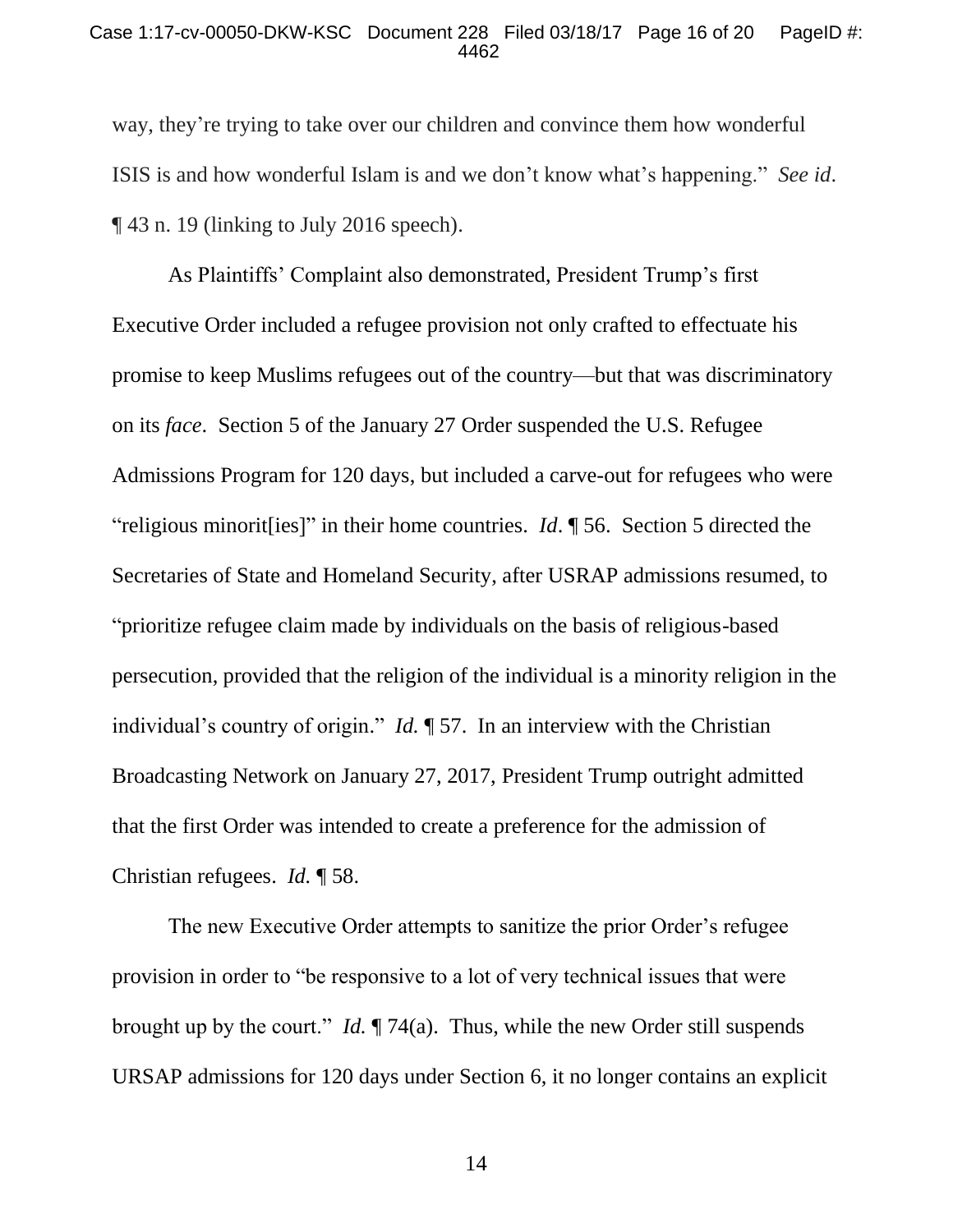way, they're trying to take over our children and convince them how wonderful ISIS is and how wonderful Islam is and we don't know what's happening." *See id*. ¶ 43 n. 19 (linking to July 2016 speech).

As Plaintiffs' Complaint also demonstrated, President Trump's first Executive Order included a refugee provision not only crafted to effectuate his promise to keep Muslims refugees out of the country—but that was discriminatory on its *face*. Section 5 of the January 27 Order suspended the U.S. Refugee Admissions Program for 120 days, but included a carve-out for refugees who were "religious minorit[ies]" in their home countries. *Id*. ¶ 56. Section 5 directed the Secretaries of State and Homeland Security, after USRAP admissions resumed, to "prioritize refugee claim made by individuals on the basis of religious-based persecution, provided that the religion of the individual is a minority religion in the individual's country of origin." *Id.* ¶ 57. In an interview with the Christian Broadcasting Network on January 27, 2017, President Trump outright admitted that the first Order was intended to create a preference for the admission of Christian refugees. *Id.* ¶ 58.

The new Executive Order attempts to sanitize the prior Order's refugee provision in order to "be responsive to a lot of very technical issues that were brought up by the court." *Id.* ¶ 74(a). Thus, while the new Order still suspends URSAP admissions for 120 days under Section 6, it no longer contains an explicit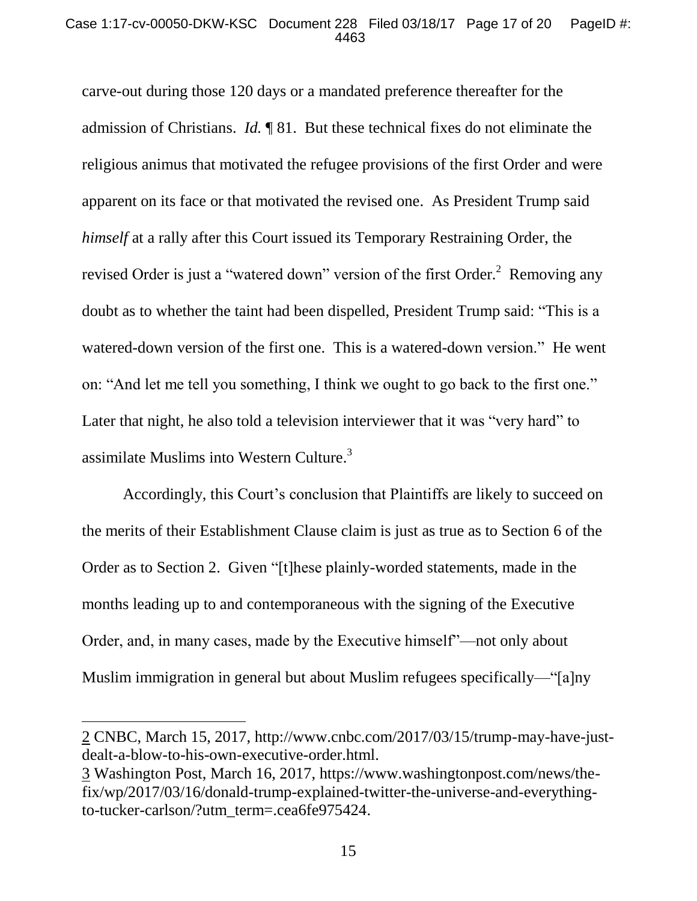carve-out during those 120 days or a mandated preference thereafter for the admission of Christians. *Id.* ¶ 81. But these technical fixes do not eliminate the religious animus that motivated the refugee provisions of the first Order and were apparent on its face or that motivated the revised one. As President Trump said *himself* at a rally after this Court issued its Temporary Restraining Order, the revised Order is just a "watered down" version of the first Order.[2] Removing any doubt as to whether the taint had been dispelled, President Trump said: "This is a watered-down version of the first one. This is a watered-down version." He went on: "And let me tell you something, I think we ought to go back to the first one." Later that night, he also told a television interviewer that it was "very hard" to assimilate Muslims into Western Culture.[3]

Accordingly, this Court's conclusion that Plaintiffs are likely to succeed on the merits of their Establishment Clause claim is just as true as to Section 6 of the Order as to Section 2. Given "[t]hese plainly-worded statements, made in the months leading up to and contemporaneous with the signing of the Executive Order, and, in many cases, made by the Executive himself"—not only about Muslim immigration in general but about Muslim refugees specifically—"[a]ny

---

2 CNBC, March 15, 2017, http://www.cnbc.com/2017/03/15/trump-may-have-just-dealt-a-blow-to-his-own-executive-order.html.

3 Washington Post, March 16, 2017, https://www.washingtonpost.com/news/the-fix/wp/2017/03/16/donald-trump-explained-twitter-the-universe-and-everything-to-tucker-carlson/?utm_term=.cea6fe975424.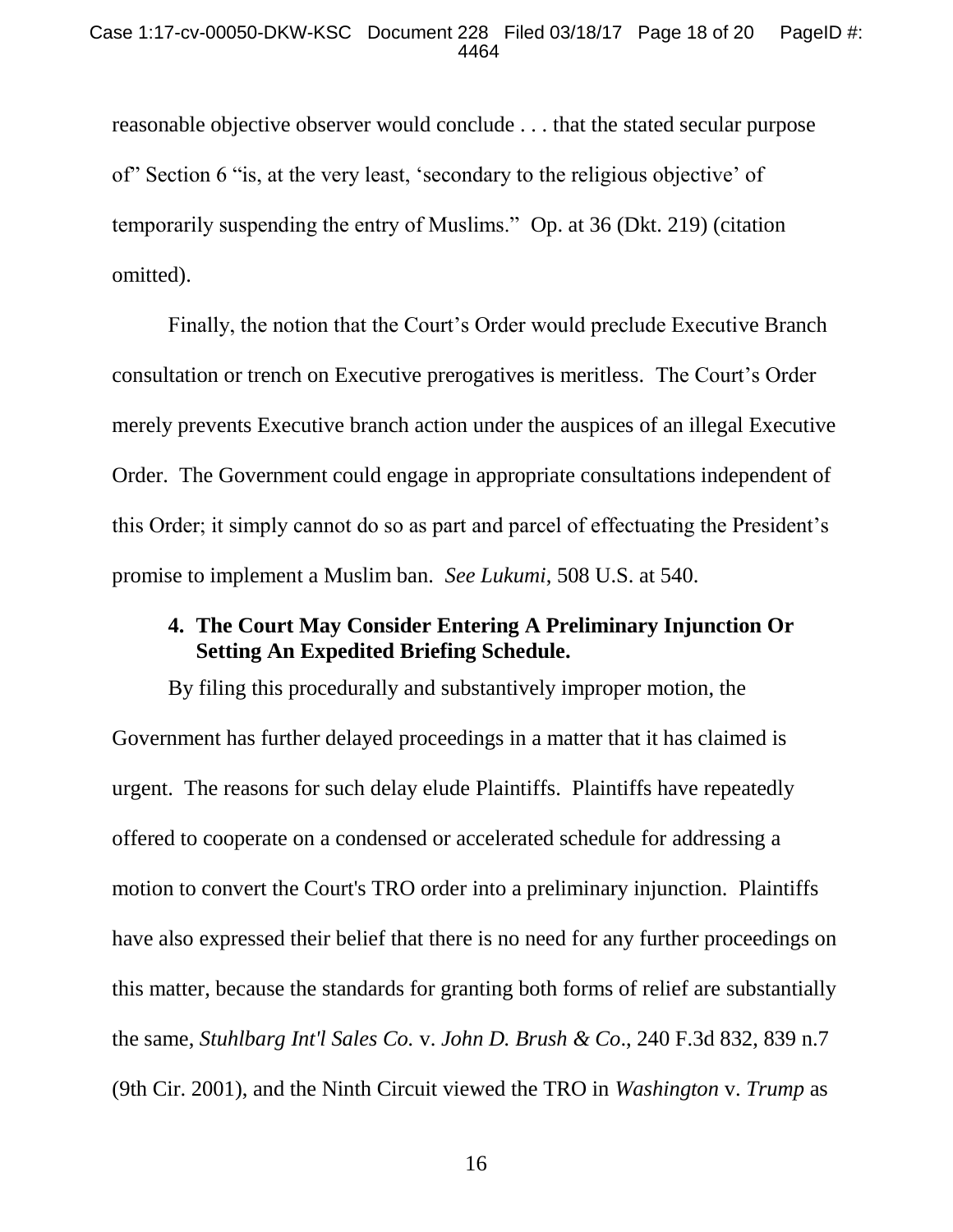reasonable objective observer would conclude . . . that the stated secular purpose of" Section 6 "is, at the very least, 'secondary to the religious objective' of temporarily suspending the entry of Muslims." Op. at 36 (Dkt. 219) (citation omitted).

Finally, the notion that the Court's Order would preclude Executive Branch consultation or trench on Executive prerogatives is meritless. The Court's Order merely prevents Executive branch action under the auspices of an illegal Executive Order. The Government could engage in appropriate consultations independent of this Order; it simply cannot do so as part and parcel of effectuating the President's promise to implement a Muslim ban. *See Lukumi*, 508 U.S. at 540.

#### 4. The Court May Consider Entering A Preliminary Injunction Or Setting An Expedited Briefing Schedule.

By filing this procedurally and substantively improper motion, the Government has further delayed proceedings in a matter that it has claimed is urgent. The reasons for such delay elude Plaintiffs. Plaintiffs have repeatedly offered to cooperate on a condensed or accelerated schedule for addressing a motion to convert the Court's TRO order into a preliminary injunction. Plaintiffs have also expressed their belief that there is no need for any further proceedings on this matter, because the standards for granting both forms of relief are substantially the same, *Stuhlbarg Int'l Sales Co.* v. *John D. Brush & Co*., 240 F.3d 832, 839 n.7 (9th Cir. 2001), and the Ninth Circuit viewed the TRO in *Washington* v. *Trump* as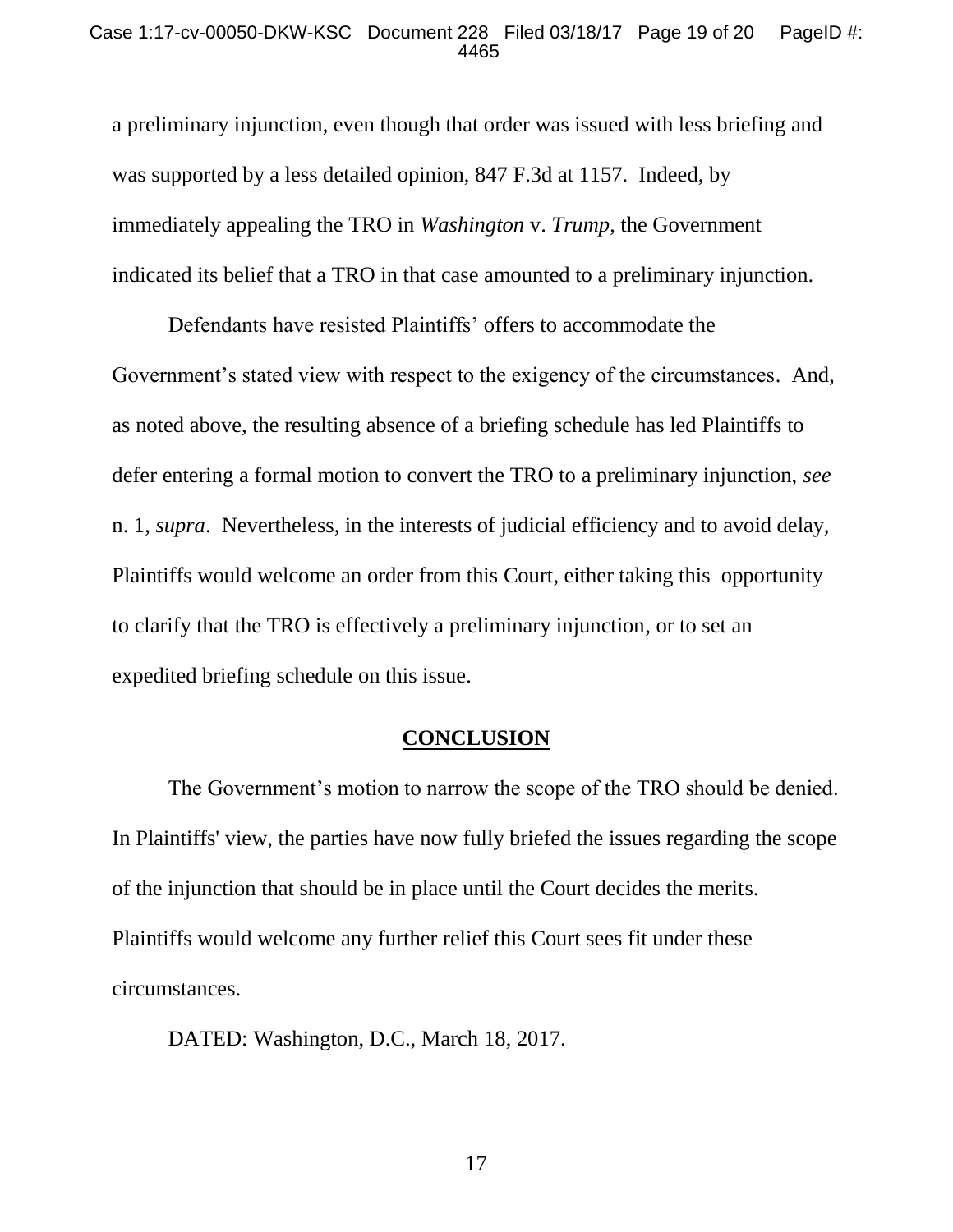a preliminary injunction, even though that order was issued with less briefing and was supported by a less detailed opinion, 847 F.3d at 1157. Indeed, by immediately appealing the TRO in *Washington* v. *Trump*, the Government indicated its belief that a TRO in that case amounted to a preliminary injunction.

Defendants have resisted Plaintiffs' offers to accommodate the Government's stated view with respect to the exigency of the circumstances. And, as noted above, the resulting absence of a briefing schedule has led Plaintiffs to defer entering a formal motion to convert the TRO to a preliminary injunction, *see* n. 1, *supra*. Nevertheless, in the interests of judicial efficiency and to avoid delay, Plaintiffs would welcome an order from this Court, either taking this opportunity to clarify that the TRO is effectively a preliminary injunction, or to set an expedited briefing schedule on this issue.

## CONCLUSION

The Government's motion to narrow the scope of the TRO should be denied. In Plaintiffs' view, the parties have now fully briefed the issues regarding the scope of the injunction that should be in place until the Court decides the merits. Plaintiffs would welcome any further relief this Court sees fit under these circumstances.

DATED: Washington, D.C., March 18, 2017.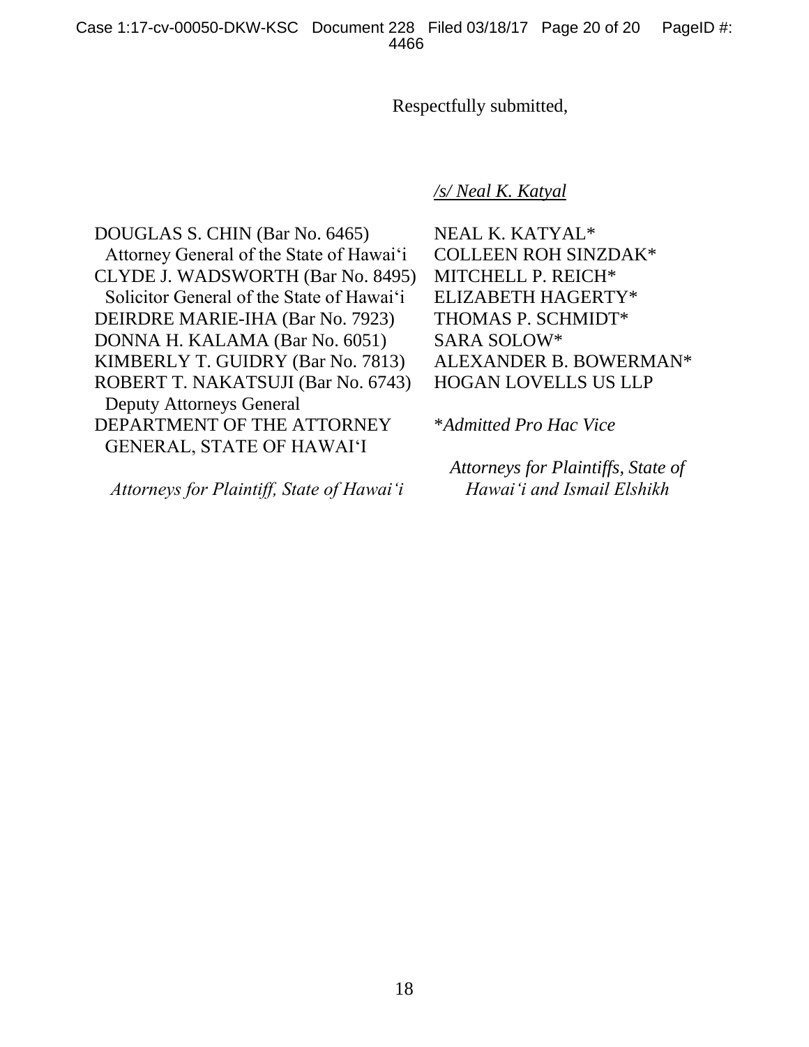Respectfully submitted,

*/s/ Neal K. Katyal*

NEAL K. KATYAL*
COLLEEN ROH SINZDAK*
MITCHELL P. REICH*
ELIZABETH HAGERTY*
THOMAS P. SCHMIDT*
SARA SOLOW*
ALEXANDER B. BOWERMAN*
HOGAN LOVELLS US LLP

**Admitted Pro Hac Vice*

*Attorneys for Plaintiffs, State of Hawai'i and Ismail Elshikh*

DOUGLAS S. CHIN (Bar No. 6465)
Attorney General of the State of Hawai'i
CLYDE J. WADSWORTH (Bar No. 8495)
Solicitor General of the State of Hawai'i
DEIRDRE MARIE-IHA (Bar No. 7923)
DONNA H. KALAMA (Bar No. 6051)
KIMBERLY T. GUIDRY (Bar No. 7813)
ROBERT T. NAKATSUJI (Bar No. 6743)
Deputy Attorneys General
DEPARTMENT OF THE ATTORNEY GENERAL, STATE OF HAWAI'I

*Attorneys for Plaintiff, State of Hawai'i*